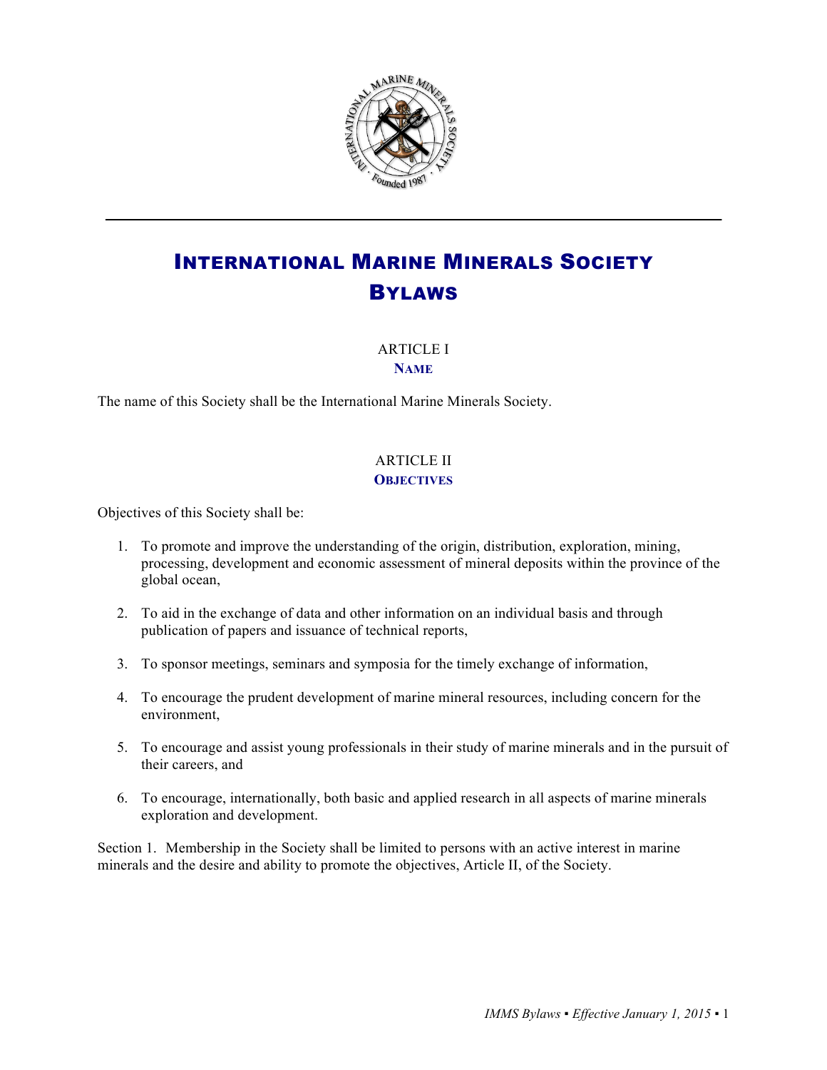# International Marine Minerals Society Bylaws

## ARTICLE I
### Name

The name of this Society shall be the International Marine Minerals Society.

## ARTICLE II
### Objectives

Objectives of this Society shall be:

1. To promote and improve the understanding of the origin, distribution, exploration, mining, processing, development and economic assessment of mineral deposits within the province of the global ocean,

2. To aid in the exchange of data and other information on an individual basis and through publication of papers and issuance of technical reports,

3. To sponsor meetings, seminars and symposia for the timely exchange of information,

4. To encourage the prudent development of marine mineral resources, including concern for the environment,

5. To encourage and assist young professionals in their study of marine minerals and in the pursuit of their careers, and

6. To encourage, internationally, both basic and applied research in all aspects of marine minerals exploration and development.

Section 1. Membership in the Society shall be limited to persons with an active interest in marine minerals and the desire and ability to promote the objectives, Article II, of the Society.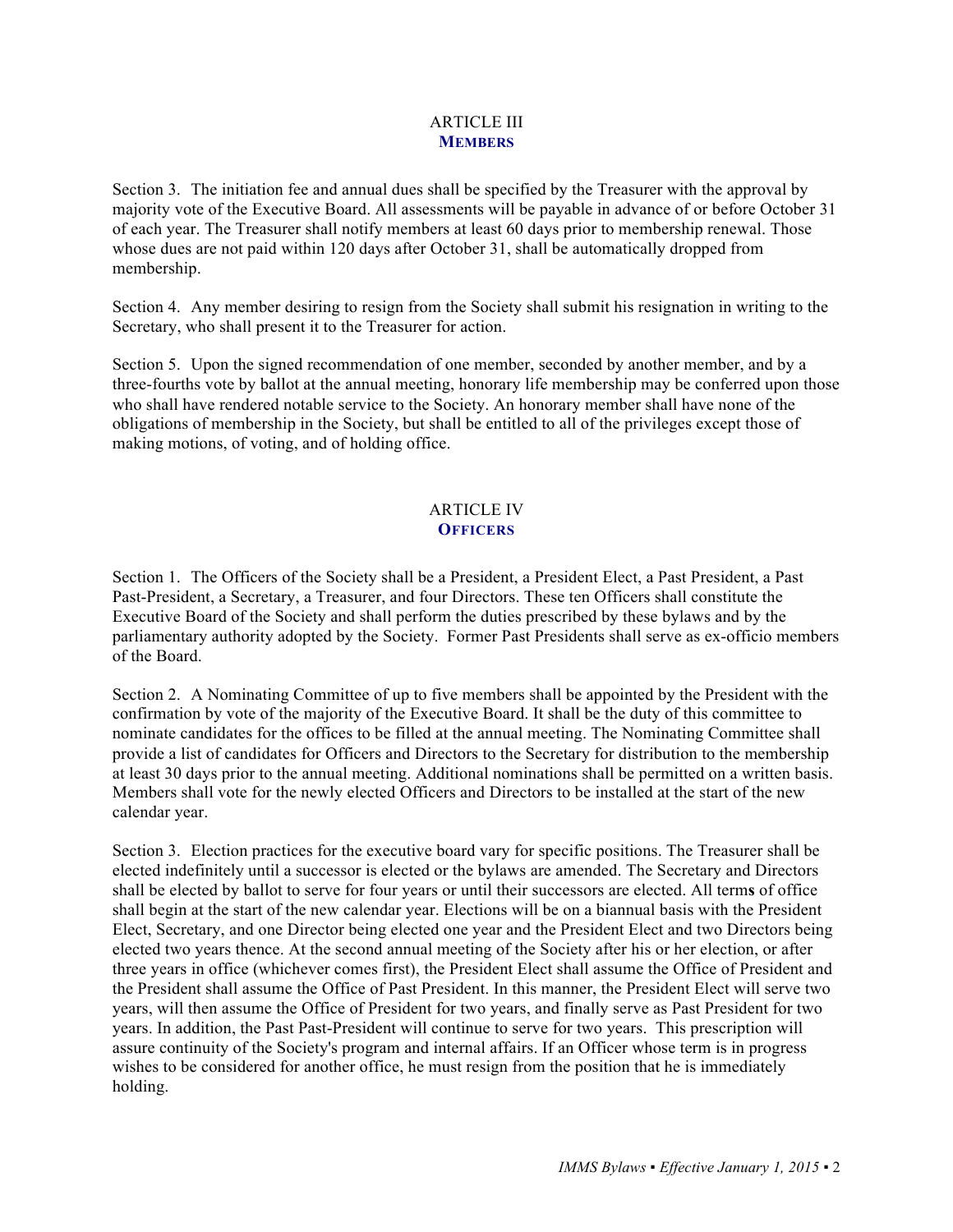## ARTICLE III
### MEMBERS

Section 3. The initiation fee and annual dues shall be specified by the Treasurer with the approval by majority vote of the Executive Board. All assessments will be payable in advance of or before October 31 of each year. The Treasurer shall notify members at least 60 days prior to membership renewal. Those whose dues are not paid within 120 days after October 31, shall be automatically dropped from membership.

Section 4. Any member desiring to resign from the Society shall submit his resignation in writing to the Secretary, who shall present it to the Treasurer for action.

Section 5. Upon the signed recommendation of one member, seconded by another member, and by a three-fourths vote by ballot at the annual meeting, honorary life membership may be conferred upon those who shall have rendered notable service to the Society. An honorary member shall have none of the obligations of membership in the Society, but shall be entitled to all of the privileges except those of making motions, of voting, and of holding office.

## ARTICLE IV
### OFFICERS

Section 1. The Officers of the Society shall be a President, a President Elect, a Past President, a Past Past-President, a Secretary, a Treasurer, and four Directors. These ten Officers shall constitute the Executive Board of the Society and shall perform the duties prescribed by these bylaws and by the parliamentary authority adopted by the Society. Former Past Presidents shall serve as ex-officio members of the Board.

Section 2. A Nominating Committee of up to five members shall be appointed by the President with the confirmation by vote of the majority of the Executive Board. It shall be the duty of this committee to nominate candidates for the offices to be filled at the annual meeting. The Nominating Committee shall provide a list of candidates for Officers and Directors to the Secretary for distribution to the membership at least 30 days prior to the annual meeting. Additional nominations shall be permitted on a written basis. Members shall vote for the newly elected Officers and Directors to be installed at the start of the new calendar year.

Section 3. Election practices for the executive board vary for specific positions. The Treasurer shall be elected indefinitely until a successor is elected or the bylaws are amended. The Secretary and Directors shall be elected by ballot to serve for four years or until their successors are elected. All terms of office shall begin at the start of the new calendar year. Elections will be on a biannual basis with the President Elect, Secretary, and one Director being elected one year and the President Elect and two Directors being elected two years thence. At the second annual meeting of the Society after his or her election, or after three years in office (whichever comes first), the President Elect shall assume the Office of President and the President shall assume the Office of Past President. In this manner, the President Elect will serve two years, will then assume the Office of President for two years, and finally serve as Past President for two years. In addition, the Past Past-President will continue to serve for two years. This prescription will assure continuity of the Society's program and internal affairs. If an Officer whose term is in progress wishes to be considered for another office, he must resign from the position that he is immediately holding.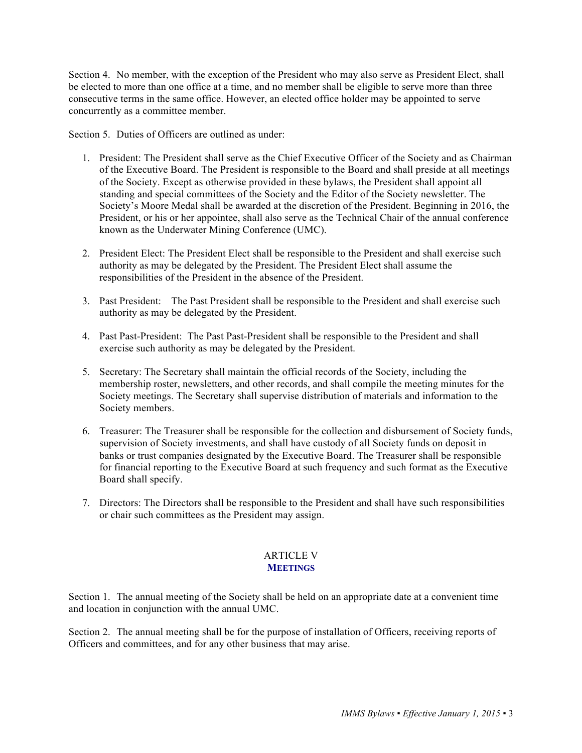Section 4. No member, with the exception of the President who may also serve as President Elect, shall be elected to more than one office at a time, and no member shall be eligible to serve more than three consecutive terms in the same office. However, an elected office holder may be appointed to serve concurrently as a committee member.

Section 5. Duties of Officers are outlined as under:

1. President: The President shall serve as the Chief Executive Officer of the Society and as Chairman of the Executive Board. The President is responsible to the Board and shall preside at all meetings of the Society. Except as otherwise provided in these bylaws, the President shall appoint all standing and special committees of the Society and the Editor of the Society newsletter. The Society's Moore Medal shall be awarded at the discretion of the President. Beginning in 2016, the President, or his or her appointee, shall also serve as the Technical Chair of the annual conference known as the Underwater Mining Conference (UMC).

2. President Elect: The President Elect shall be responsible to the President and shall exercise such authority as may be delegated by the President. The President Elect shall assume the responsibilities of the President in the absence of the President.

3. Past President: The Past President shall be responsible to the President and shall exercise such authority as may be delegated by the President.

4. Past Past-President: The Past Past-President shall be responsible to the President and shall exercise such authority as may be delegated by the President.

5. Secretary: The Secretary shall maintain the official records of the Society, including the membership roster, newsletters, and other records, and shall compile the meeting minutes for the Society meetings. The Secretary shall supervise distribution of materials and information to the Society members.

6. Treasurer: The Treasurer shall be responsible for the collection and disbursement of Society funds, supervision of Society investments, and shall have custody of all Society funds on deposit in banks or trust companies designated by the Executive Board. The Treasurer shall be responsible for financial reporting to the Executive Board at such frequency and such format as the Executive Board shall specify.

7. Directors: The Directors shall be responsible to the President and shall have such responsibilities or chair such committees as the President may assign.

## ARTICLE V
## MEETINGS

Section 1. The annual meeting of the Society shall be held on an appropriate date at a convenient time and location in conjunction with the annual UMC.

Section 2. The annual meeting shall be for the purpose of installation of Officers, receiving reports of Officers and committees, and for any other business that may arise.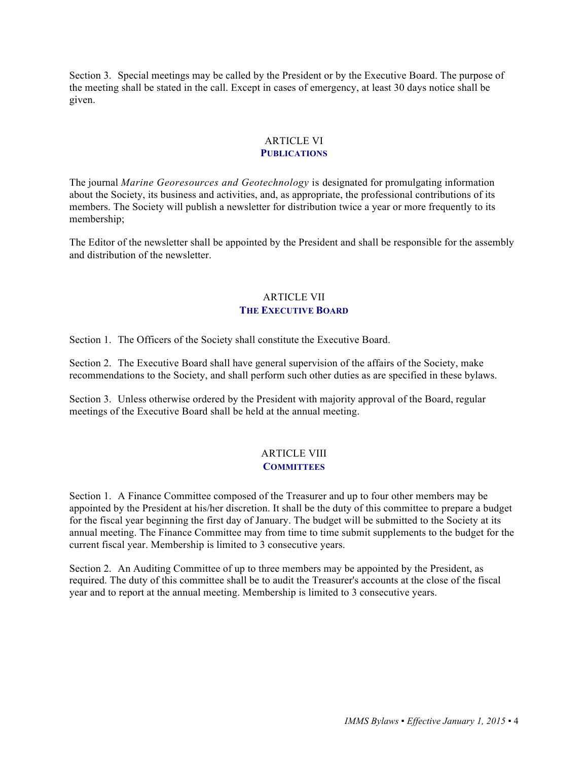Section 3. Special meetings may be called by the President or by the Executive Board. The purpose of the meeting shall be stated in the call. Except in cases of emergency, at least 30 days notice shall be given.

## ARTICLE VI
## PUBLICATIONS

The journal *Marine Georesources and Geotechnology* is designated for promulgating information about the Society, its business and activities, and, as appropriate, the professional contributions of its members. The Society will publish a newsletter for distribution twice a year or more frequently to its membership;

The Editor of the newsletter shall be appointed by the President and shall be responsible for the assembly and distribution of the newsletter.

## ARTICLE VII
## THE EXECUTIVE BOARD

Section 1. The Officers of the Society shall constitute the Executive Board.

Section 2. The Executive Board shall have general supervision of the affairs of the Society, make recommendations to the Society, and shall perform such other duties as are specified in these bylaws.

Section 3. Unless otherwise ordered by the President with majority approval of the Board, regular meetings of the Executive Board shall be held at the annual meeting.

## ARTICLE VIII
## COMMITTEES

Section 1. A Finance Committee composed of the Treasurer and up to four other members may be appointed by the President at his/her discretion. It shall be the duty of this committee to prepare a budget for the fiscal year beginning the first day of January. The budget will be submitted to the Society at its annual meeting. The Finance Committee may from time to time submit supplements to the budget for the current fiscal year. Membership is limited to 3 consecutive years.

Section 2. An Auditing Committee of up to three members may be appointed by the President, as required. The duty of this committee shall be to audit the Treasurer's accounts at the close of the fiscal year and to report at the annual meeting. Membership is limited to 3 consecutive years.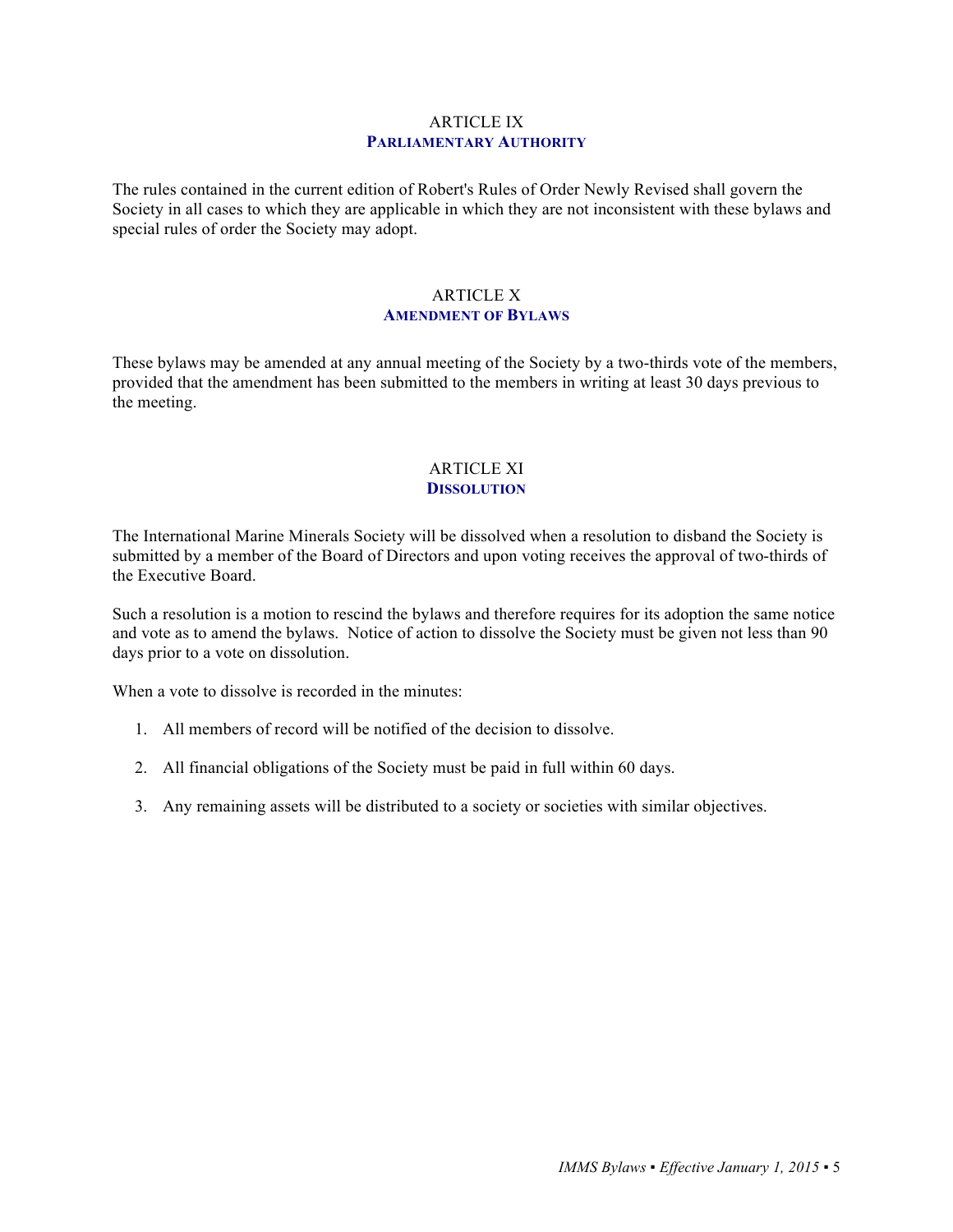## ARTICLE IX
### PARLIAMENTARY AUTHORITY

The rules contained in the current edition of Robert's Rules of Order Newly Revised shall govern the Society in all cases to which they are applicable in which they are not inconsistent with these bylaws and special rules of order the Society may adopt.

## ARTICLE X
### AMENDMENT OF BYLAWS

These bylaws may be amended at any annual meeting of the Society by a two-thirds vote of the members, provided that the amendment has been submitted to the members in writing at least 30 days previous to the meeting.

## ARTICLE XI
### DISSOLUTION

The International Marine Minerals Society will be dissolved when a resolution to disband the Society is submitted by a member of the Board of Directors and upon voting receives the approval of two-thirds of the Executive Board.

Such a resolution is a motion to rescind the bylaws and therefore requires for its adoption the same notice and vote as to amend the bylaws. Notice of action to dissolve the Society must be given not less than 90 days prior to a vote on dissolution.

When a vote to dissolve is recorded in the minutes:

1. All members of record will be notified of the decision to dissolve.
2. All financial obligations of the Society must be paid in full within 60 days.
3. Any remaining assets will be distributed to a society or societies with similar objectives.